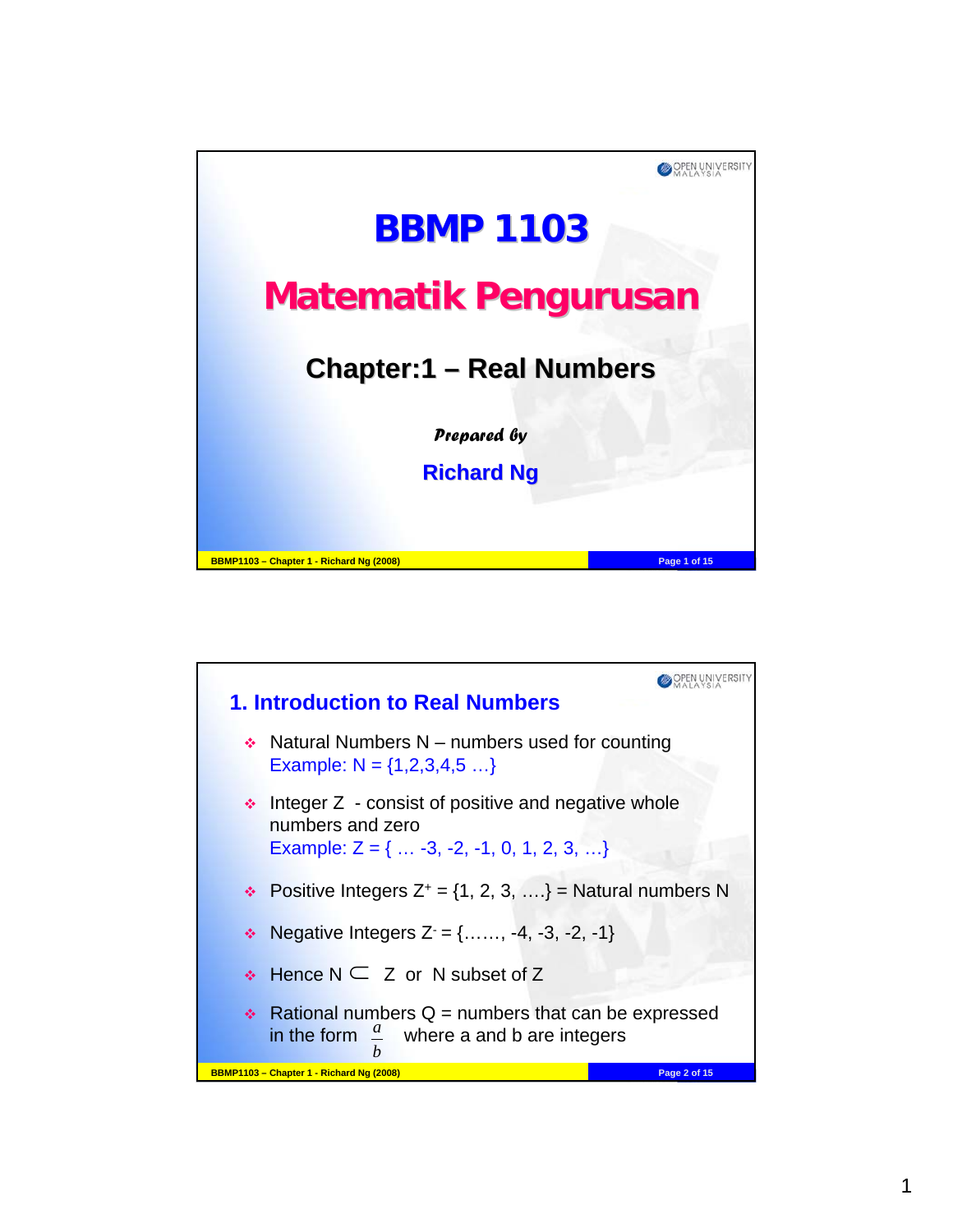# BBMP 1103

# Matematik Pengurusan

## Chapter:1 – Real Numbers

*Prepared by*

**Richard Ng**

## 1. Introduction to Real Numbers

- Natural Numbers N – numbers used for counting
  Example: N = {1,2,3,4,5 …}
- Integer Z - consist of positive and negative whole numbers and zero
  Example: Z = { … -3, -2, -1, 0, 1, 2, 3, …}
- Positive Integers $Z^+$ = {1, 2, 3, ….} = Natural numbers N
- Negative Integers $Z^-$ = {……, -4, -3, -2, -1}
- Hence $N \subset Z$ or N subset of Z
- Rational numbers Q = numbers that can be expressed in the form $\frac{a}{b}$ where a and b are integers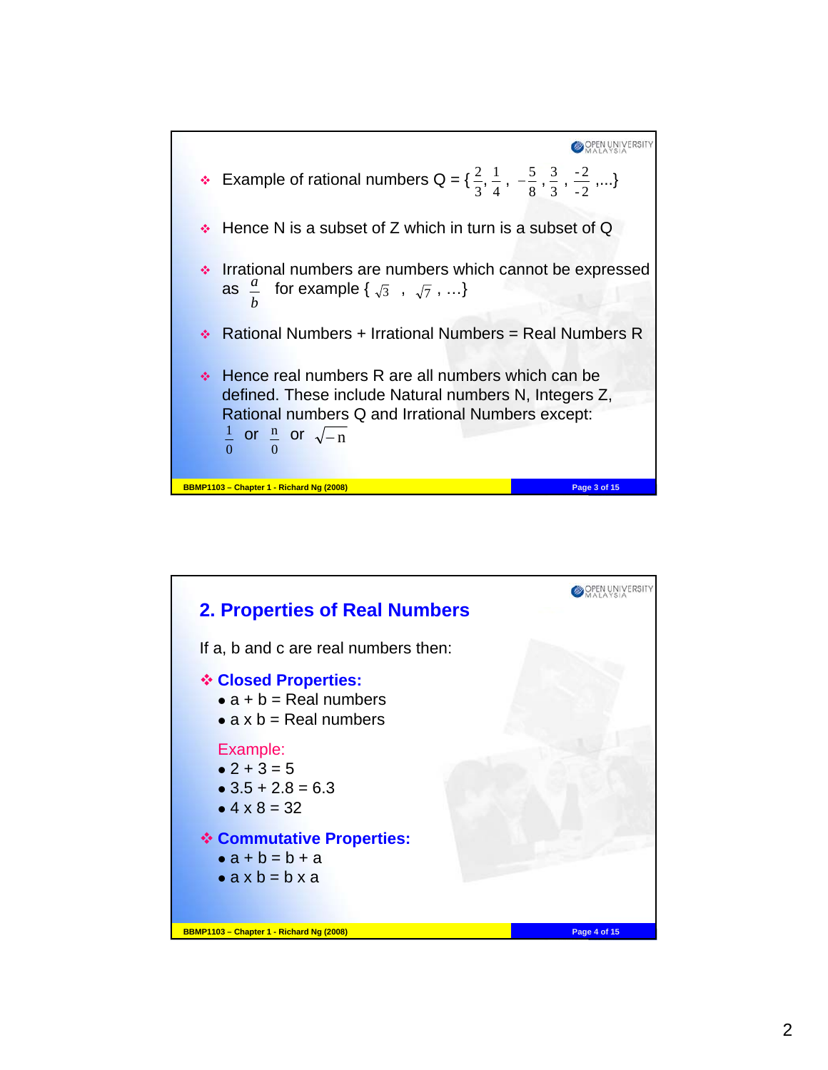- Example of rational numbers Q = $\{\frac{2}{3}, \frac{1}{4}, -\frac{5}{8}, \frac{3}{3}, \frac{-2}{-2}, ...\}$

- Hence N is a subset of Z which in turn is a subset of Q

- Irrational numbers are numbers which cannot be expressed as $\frac{a}{b}$ for example $\{\sqrt{3}, \sqrt{7}, ...\}$

- Rational Numbers + Irrational Numbers = Real Numbers R

- Hence real numbers R are all numbers which can be defined. These include Natural numbers N, Integers Z, Rational numbers Q and Irrational Numbers except: $\frac{1}{0}$ or $\frac{n}{0}$ or $\sqrt{-n}$

## 2. Properties of Real Numbers

If a, b and c are real numbers then:

**Closed Properties:**

- a + b = Real numbers
- a x b = Real numbers

Example:

- 2 + 3 = 5
- 3.5 + 2.8 = 6.3
- 4 x 8 = 32

**Commutative Properties:**

- a + b = b + a
- a x b = b x a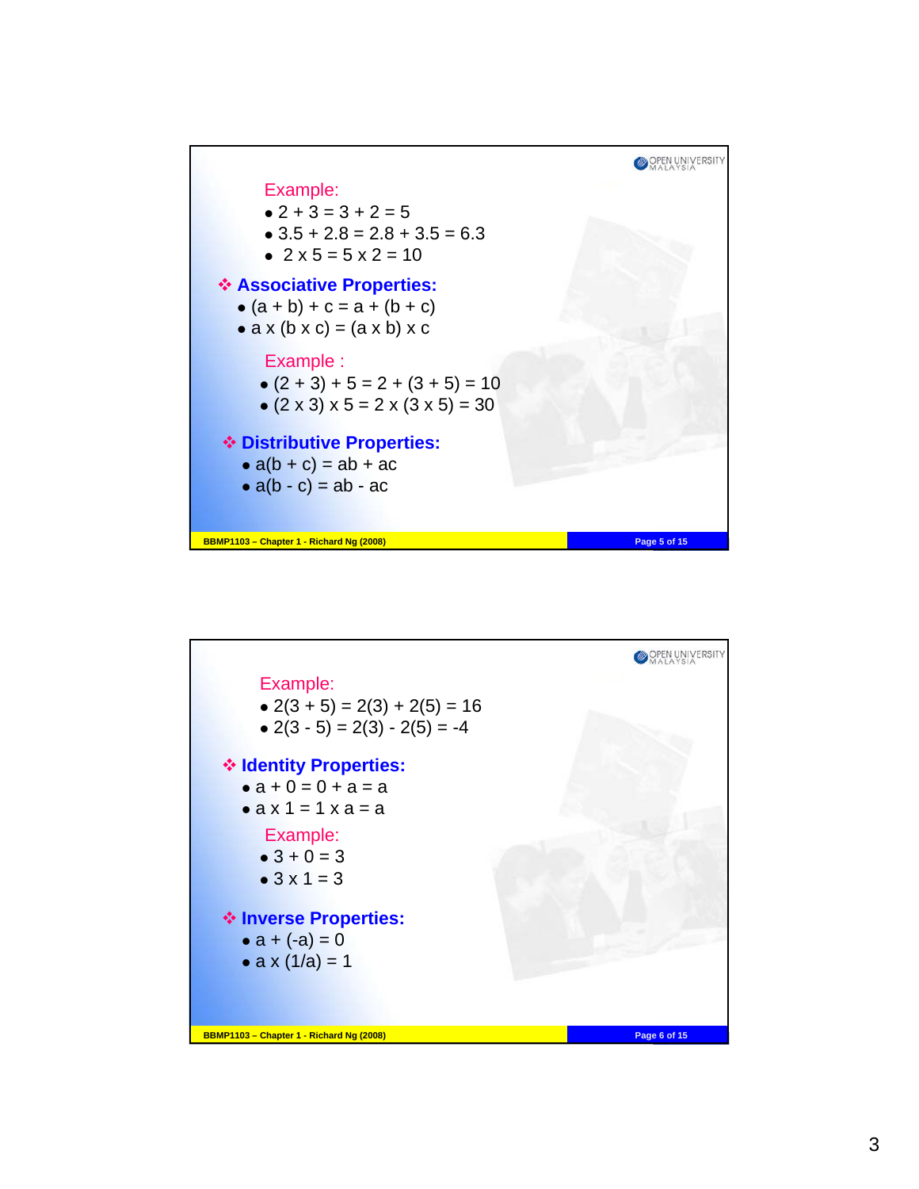Example:

- $2 + 3 = 3 + 2 = 5$
- $3.5 + 2.8 = 2.8 + 3.5 = 6.3$
- $2 \times 5 = 5 \times 2 = 10$

## ❖ Associative Properties:

- $(a + b) + c = a + (b + c)$
- $a \times (b \times c) = (a \times b) \times c$

Example :

- $(2 + 3) + 5 = 2 + (3 + 5) = 10$
- $(2 \times 3) \times 5 = 2 \times (3 \times 5) = 30$

## ❖ Distributive Properties:

- $a(b + c) = ab + ac$
- $a(b - c) = ab - ac$

Example:

- $2(3 + 5) = 2(3) + 2(5) = 16$
- $2(3 - 5) = 2(3) - 2(5) = -4$

## ❖ Identity Properties:

- $a + 0 = 0 + a = a$
- $a \times 1 = 1 \times a = a$

Example:

- $3 + 0 = 3$
- $3 \times 1 = 3$

## ❖ Inverse Properties:

- $a + (-a) = 0$
- $a \times (1/a) = 1$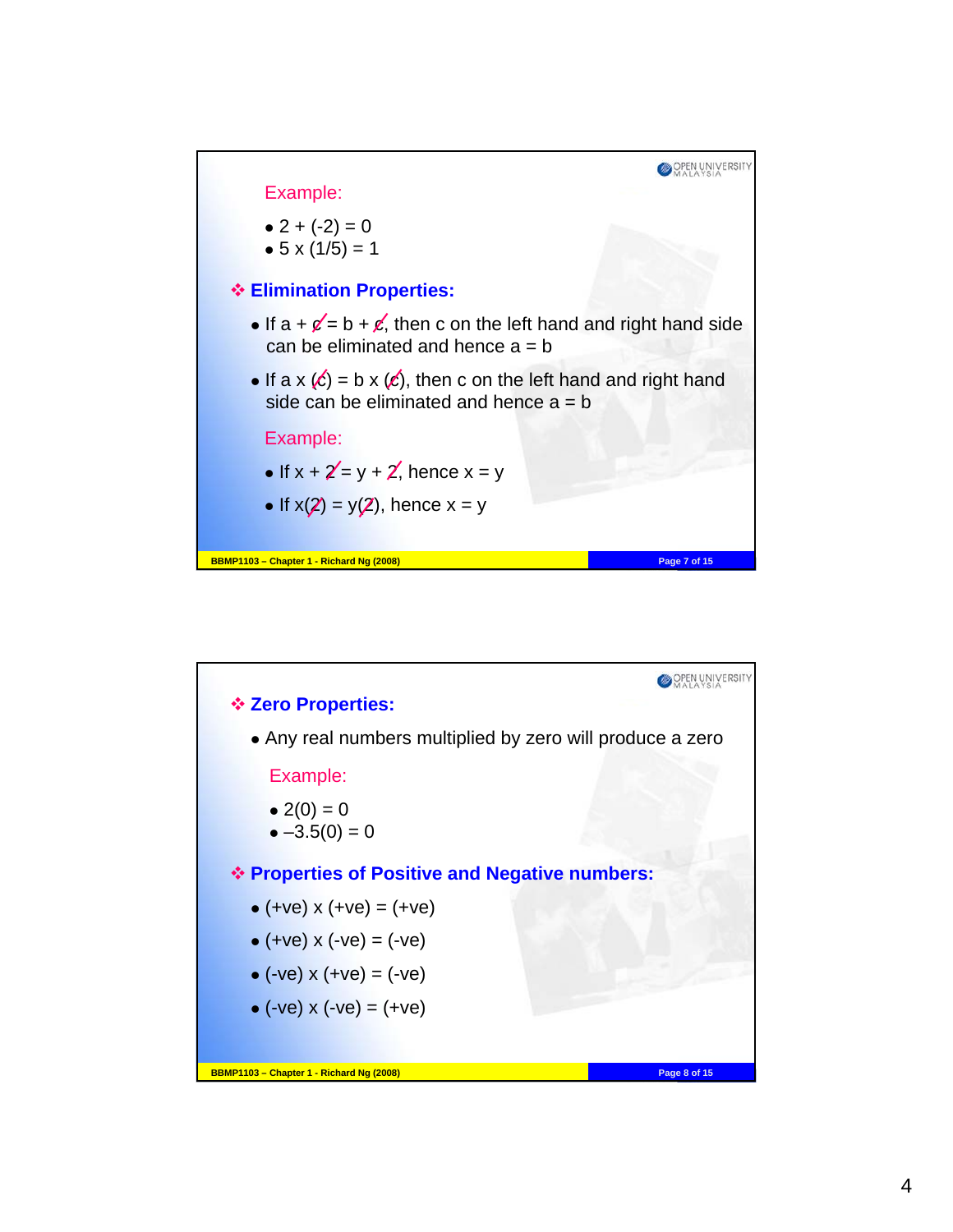Example:

- $2 + (-2) = 0$
- $5 \times (1/5) = 1$

## Elimination Properties:

- If $a + \cancel{c} = b + \cancel{c}$, then c on the left hand and right hand side can be eliminated and hence $a = b$
- If $a \times (\cancel{c}) = b \times (\cancel{c})$, then c on the left hand and right hand side can be eliminated and hence $a = b$

Example:

- If $x + \cancel{2} = y + \cancel{2}$, hence $x = y$
- If $x(\cancel{2}) = y(\cancel{2})$, hence $x = y$

## Zero Properties:

- Any real numbers multiplied by zero will produce a zero

Example:

- $2(0) = 0$
- $-3.5(0) = 0$

## Properties of Positive and Negative numbers:

- (+ve) x (+ve) = (+ve)
- (+ve) x (-ve) = (-ve)
- (-ve) x (+ve) = (-ve)
- (-ve) x (-ve) = (+ve)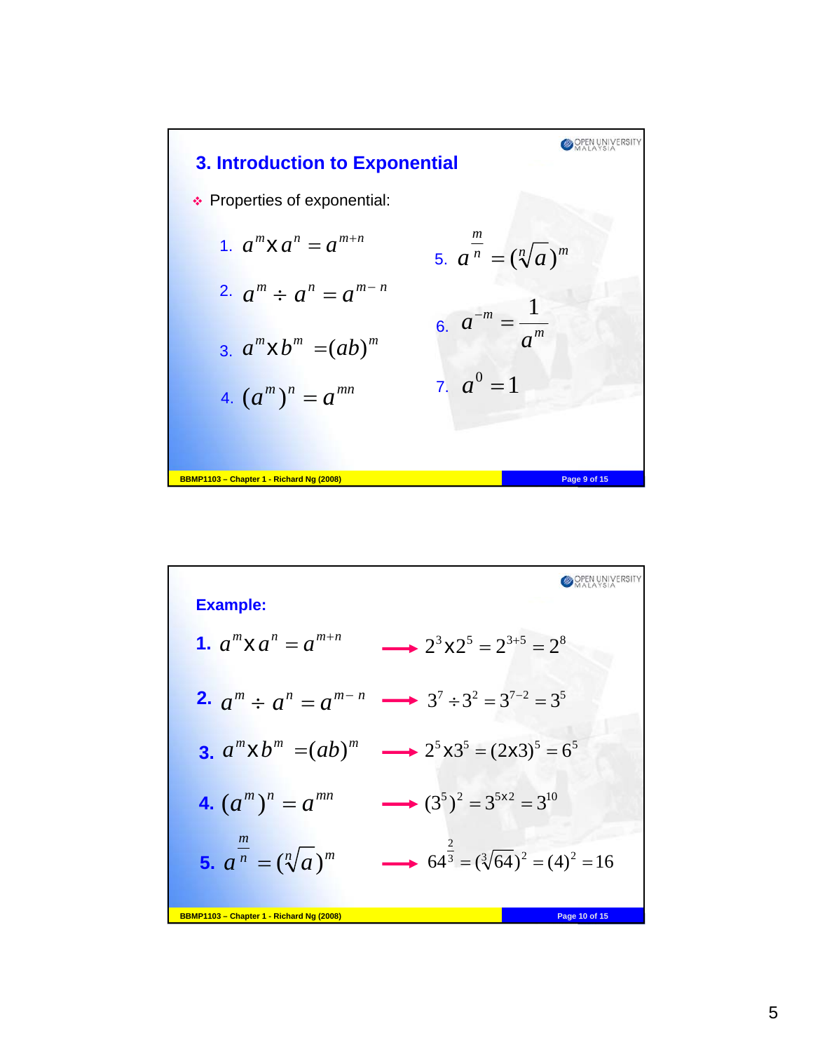## 3. Introduction to Exponential

- Properties of exponential:

1. $a^m \times a^n = a^{m+n}$
2. $a^m \div a^n = a^{m-n}$
3. $a^m \times b^m = (ab)^m$
4. $(a^m)^n = a^{mn}$
5. $a^{\frac{m}{n}} = (\sqrt[n]{a})^m$
6. $a^{-m} = \dfrac{1}{a^m}$
7. $a^0 = 1$

**Example:**

1. $a^m \times a^n = a^{m+n}$ → $2^3 \times 2^5 = 2^{3+5} = 2^8$
2. $a^m \div a^n = a^{m-n}$ → $3^7 \div 3^2 = 3^{7-2} = 3^5$
3. $a^m \times b^m = (ab)^m$ → $2^5 \times 3^5 = (2 \times 3)^5 = 6^5$
4. $(a^m)^n = a^{mn}$ → $(3^5)^2 = 3^{5 \times 2} = 3^{10}$
5. $a^{\frac{m}{n}} = (\sqrt[n]{a})^m$ → $64^{\frac{2}{3}} = (\sqrt[3]{64})^2 = (4)^2 = 16$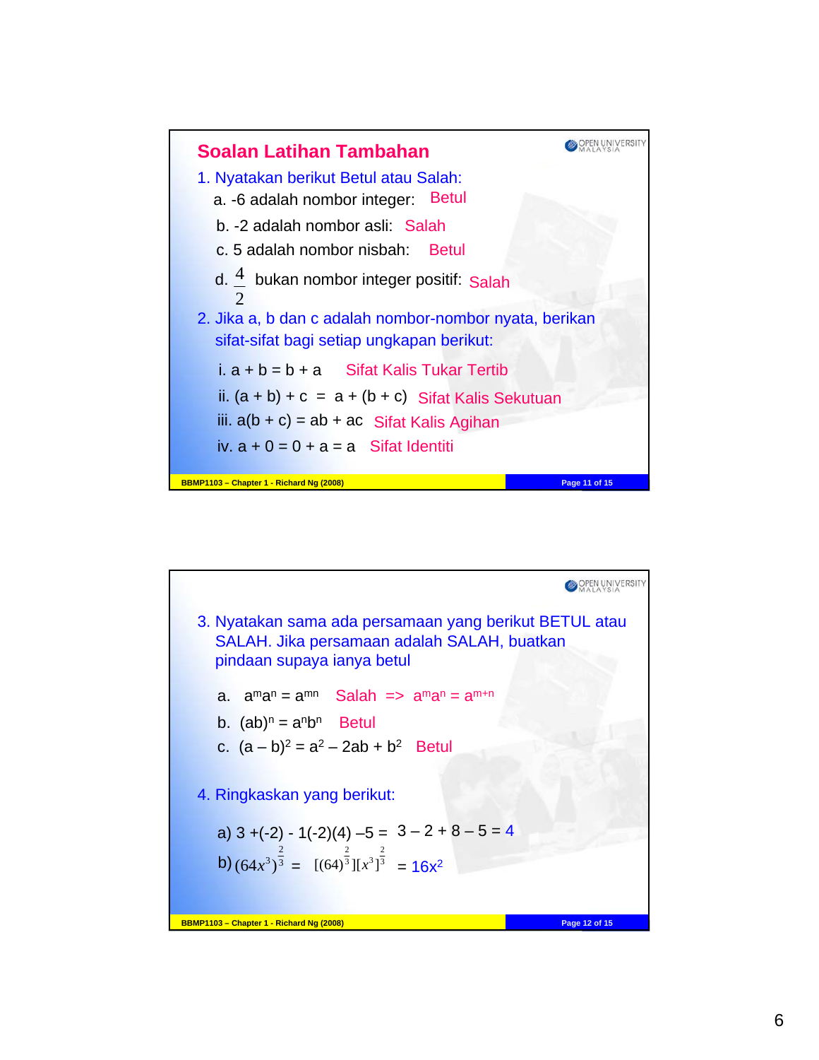## Soalan Latihan Tambahan

1. Nyatakan berikut Betul atau Salah:
   - a. -6 adalah nombor integer: Betul
   - b. -2 adalah nombor asli: Salah
   - c. 5 adalah nombor nisbah: Betul
   - d. $\frac{4}{2}$ bukan nombor integer positif: Salah

2. Jika a, b dan c adalah nombor-nombor nyata, berikan sifat-sifat bagi setiap ungkapan berikut:
   - i. $a + b = b + a$ Sifat Kalis Tukar Tertib
   - ii. $(a + b) + c = a + (b + c)$ Sifat Kalis Sekutuan
   - iii. $a(b + c) = ab + ac$ Sifat Kalis Agihan
   - iv. $a + 0 = 0 + a = a$ Sifat Identiti

3. Nyatakan sama ada persamaan yang berikut BETUL atau SALAH. Jika persamaan adalah SALAH, buatkan pindaan supaya ianya betul
   - a. $a^m a^n = a^{mn}$ Salah => $a^m a^n = a^{m+n}$
   - b. $(ab)^n = a^n b^n$ Betul
   - c. $(a - b)^2 = a^2 - 2ab + b^2$ Betul

4. Ringkaskan yang berikut:
   - a) $3 + (-2) - 1(-2)(4) - 5 = 3 - 2 + 8 - 5 = 4$
   - b) $(64x^3)^{\frac{2}{3}} = [(64)^{\frac{2}{3}}][x^3]^{\frac{2}{3}} = 16x^2$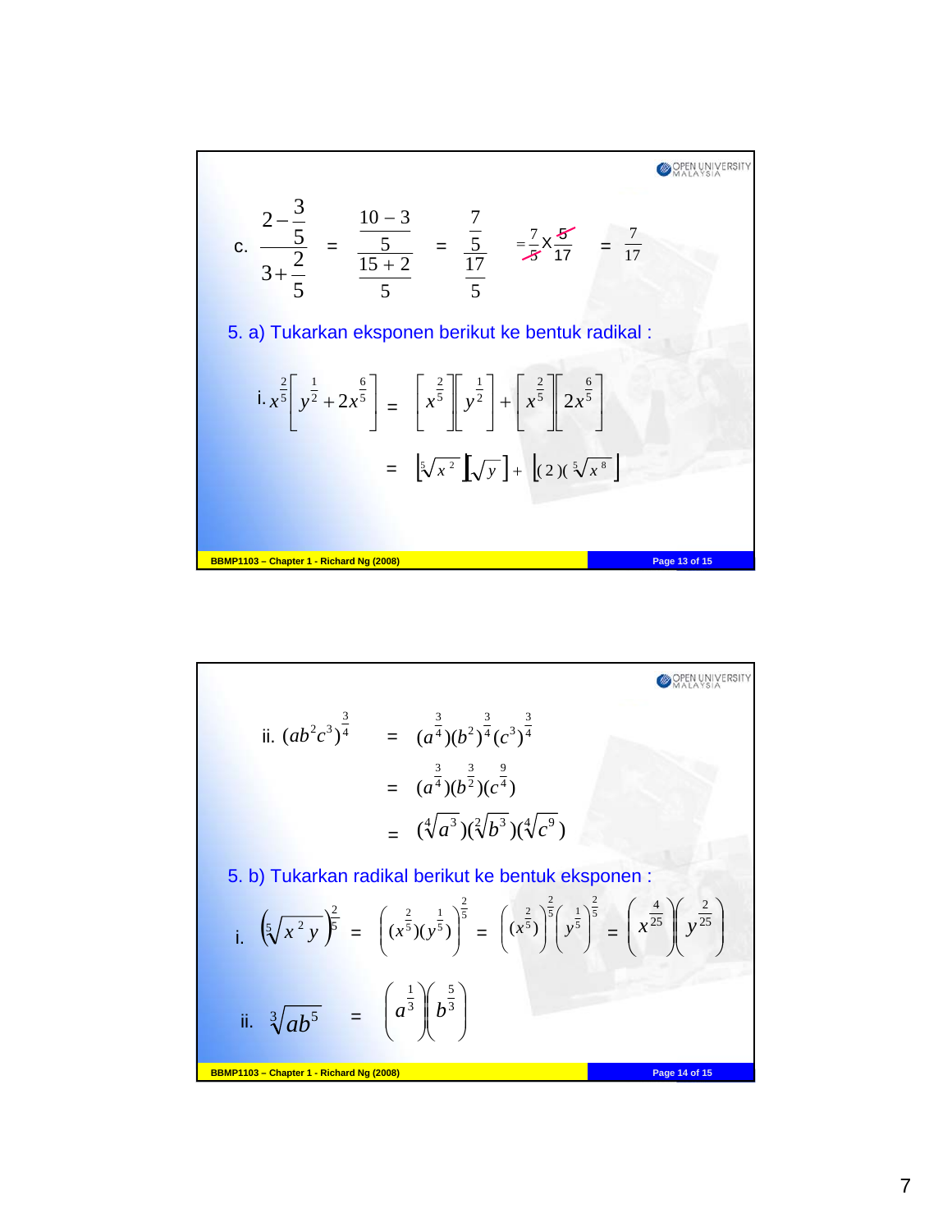c. $\dfrac{2-\dfrac{3}{5}}{3+\dfrac{2}{5}} = \dfrac{\dfrac{10-3}{5}}{\dfrac{15+2}{5}} = \dfrac{\dfrac{7}{5}}{\dfrac{17}{5}} = \dfrac{7}{\cancel{5}} \times \dfrac{\cancel{5}}{17} = \dfrac{7}{17}$

5. a) Tukarkan eksponen berikut ke bentuk radikal :

i. $x^{\frac{2}{5}}\left[y^{\frac{1}{2}} + 2x^{\frac{6}{5}}\right] = \left[x^{\frac{2}{5}}\right]\left[y^{\frac{1}{2}}\right] + \left[x^{\frac{2}{5}}\right]\left[2x^{\frac{6}{5}}\right]$

$= \left[\sqrt[5]{x^2}\right]\left[\sqrt{y}\right] + \left[(2)(\sqrt[5]{x^8}\right]$

ii. $(ab^2c^3)^{\frac{3}{4}} = (a^{\frac{3}{4}})(b^2)^{\frac{3}{4}}(c^3)^{\frac{3}{4}}$

$= (a^{\frac{3}{4}})(b^{\frac{3}{2}})(c^{\frac{9}{4}})$

$= (\sqrt[4]{a^3})(\sqrt[2]{b^3})(\sqrt[4]{c^9})$

5. b) Tukarkan radikal berikut ke bentuk eksponen :

i. $\left(\sqrt[5]{x^2 y}\right)^{\frac{2}{5}} = \left((x^{\frac{2}{5}})(y^{\frac{1}{5}})\right)^{\frac{2}{5}} = \left(x^{\frac{2}{5}}\right)^{\frac{2}{5}}\left(y^{\frac{1}{5}}\right)^{\frac{2}{5}} = \left(x^{\frac{4}{25}}\right)\left(y^{\frac{2}{25}}\right)$

ii. $\sqrt[3]{ab^5} = \left(a^{\frac{1}{3}}\right)\left(b^{\frac{5}{3}}\right)$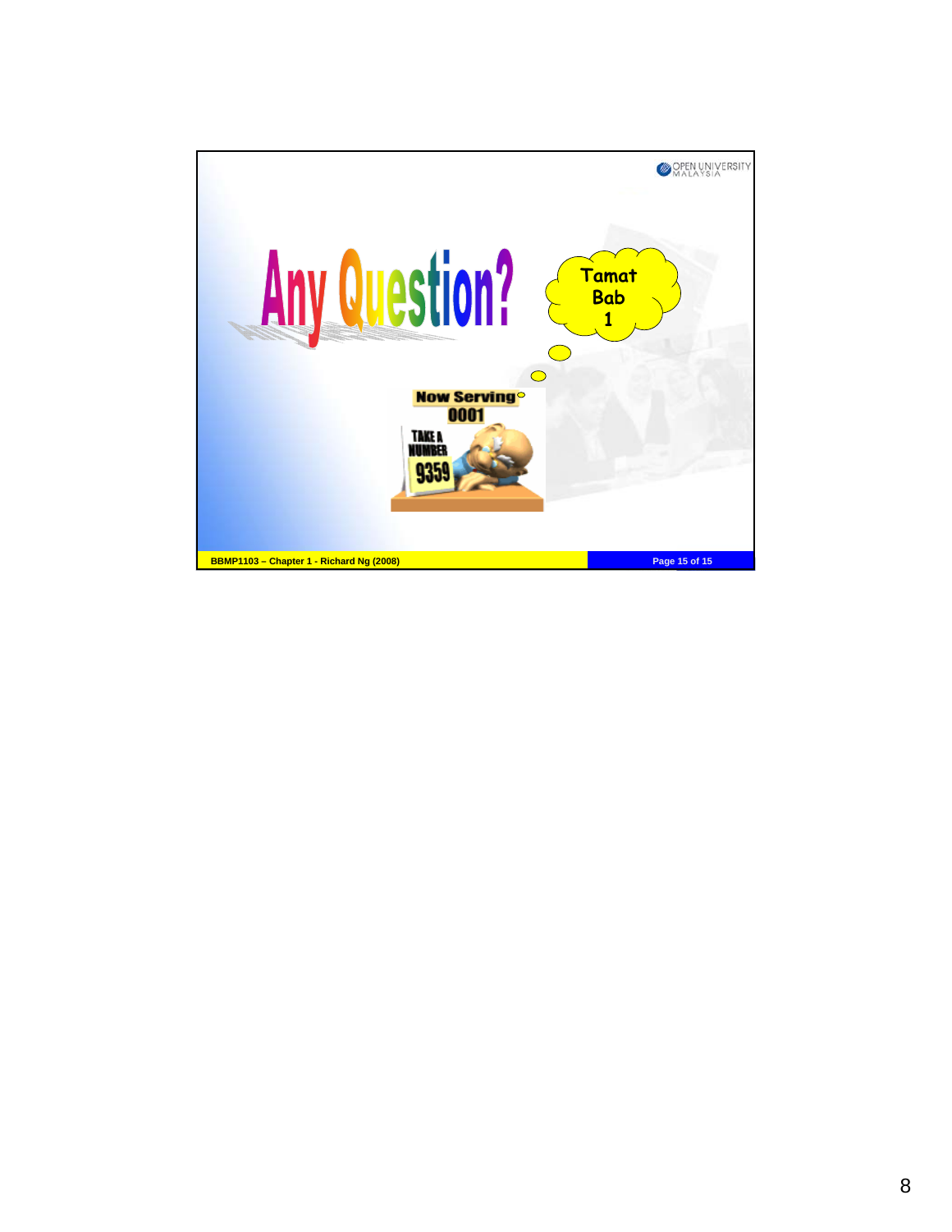# Any Question?

Tamat Bab 1

Now Serving 0001

TAKE A NUMBER 9359